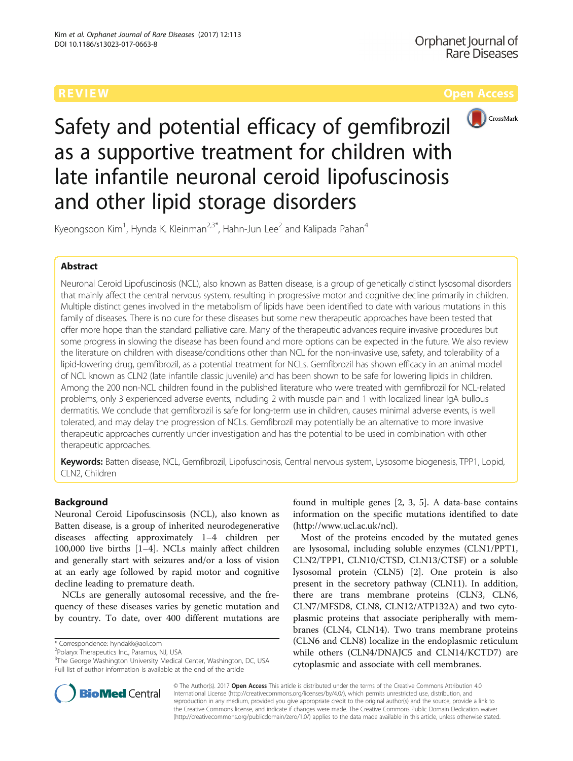REVIEW — Open Access

# Safety and potential efficacy of gemfibrozil as a supportive treatment for children with late infantile neuronal ceroid lipofuscinosis and other lipid storage disorders

Kyeongsoon Kim[1], Hynda K. Kleinman[2,3*], Hahn-Jun Lee[2] and Kalipada Pahan[4]

## Abstract

Neuronal Ceroid Lipofuscinosis (NCL), also known as Batten disease, is a group of genetically distinct lysosomal disorders that mainly affect the central nervous system, resulting in progressive motor and cognitive decline primarily in children. Multiple distinct genes involved in the metabolism of lipids have been identified to date with various mutations in this family of diseases. There is no cure for these diseases but some new therapeutic approaches have been tested that offer more hope than the standard palliative care. Many of the therapeutic advances require invasive procedures but some progress in slowing the disease has been found and more options can be expected in the future. We also review the literature on children with disease/conditions other than NCL for the non-invasive use, safety, and tolerability of a lipid-lowering drug, gemfibrozil, as a potential treatment for NCLs. Gemfibrozil has shown efficacy in an animal model of NCL known as CLN2 (late infantile classic juvenile) and has been shown to be safe for lowering lipids in children. Among the 200 non-NCL children found in the published literature who were treated with gemfibrozil for NCL-related problems, only 3 experienced adverse events, including 2 with muscle pain and 1 with localized linear IgA bullous dermatitis. We conclude that gemfibrozil is safe for long-term use in children, causes minimal adverse events, is well tolerated, and may delay the progression of NCLs. Gemfibrozil may potentially be an alternative to more invasive therapeutic approaches currently under investigation and has the potential to be used in combination with other therapeutic approaches.

**Keywords:** Batten disease, NCL, Gemfibrozil, Lipofuscinosis, Central nervous system, Lysosome biogenesis, TPP1, Lopid, CLN2, Children

## Background

Neuronal Ceroid Lipofuscinsosis (NCL), also known as Batten disease, is a group of inherited neurodegenerative diseases affecting approximately 1–4 children per 100,000 live births [1–4]. NCLs mainly affect children and generally start with seizures and/or a loss of vision at an early age followed by rapid motor and cognitive decline leading to premature death.

NCLs are generally autosomal recessive, and the frequency of these diseases varies by genetic mutation and by country. To date, over 400 different mutations are found in multiple genes [2, 3, 5]. A data-base contains information on the specific mutations identified to date (http://www.ucl.ac.uk/ncl).

Most of the proteins encoded by the mutated genes are lysosomal, including soluble enzymes (CLN1/PPT1, CLN2/TPP1, CLN10/CTSD, CLN13/CTSF) or a soluble lysosomal protein (CLN5) [2]. One protein is also present in the secretory pathway (CLN11). In addition, there are trans membrane proteins (CLN3, CLN6, CLN7/MFSD8, CLN8, CLN12/ATP132A) and two cytoplasmic proteins that associate peripherally with membranes (CLN4, CLN14). Two trans membrane proteins (CLN6 and CLN8) localize in the endoplasmic reticulum while others (CLN4/DNAJC5 and CLN14/KCTD7) are cytoplasmic and associate with cell membranes.

\* Correspondence: hyndakk@aol.com
[2]Polaryx Therapeutics Inc., Paramus, NJ, USA
[3]The George Washington University Medical Center, Washington, DC, USA
Full list of author information is available at the end of the article

© The Author(s). 2017 **Open Access** This article is distributed under the terms of the Creative Commons Attribution 4.0 International License (http://creativecommons.org/licenses/by/4.0/), which permits unrestricted use, distribution, and reproduction in any medium, provided you give appropriate credit to the original author(s) and the source, provide a link to the Creative Commons license, and indicate if changes were made. The Creative Commons Public Domain Dedication waiver (http://creativecommons.org/publicdomain/zero/1.0/) applies to the data made available in this article, unless otherwise stated.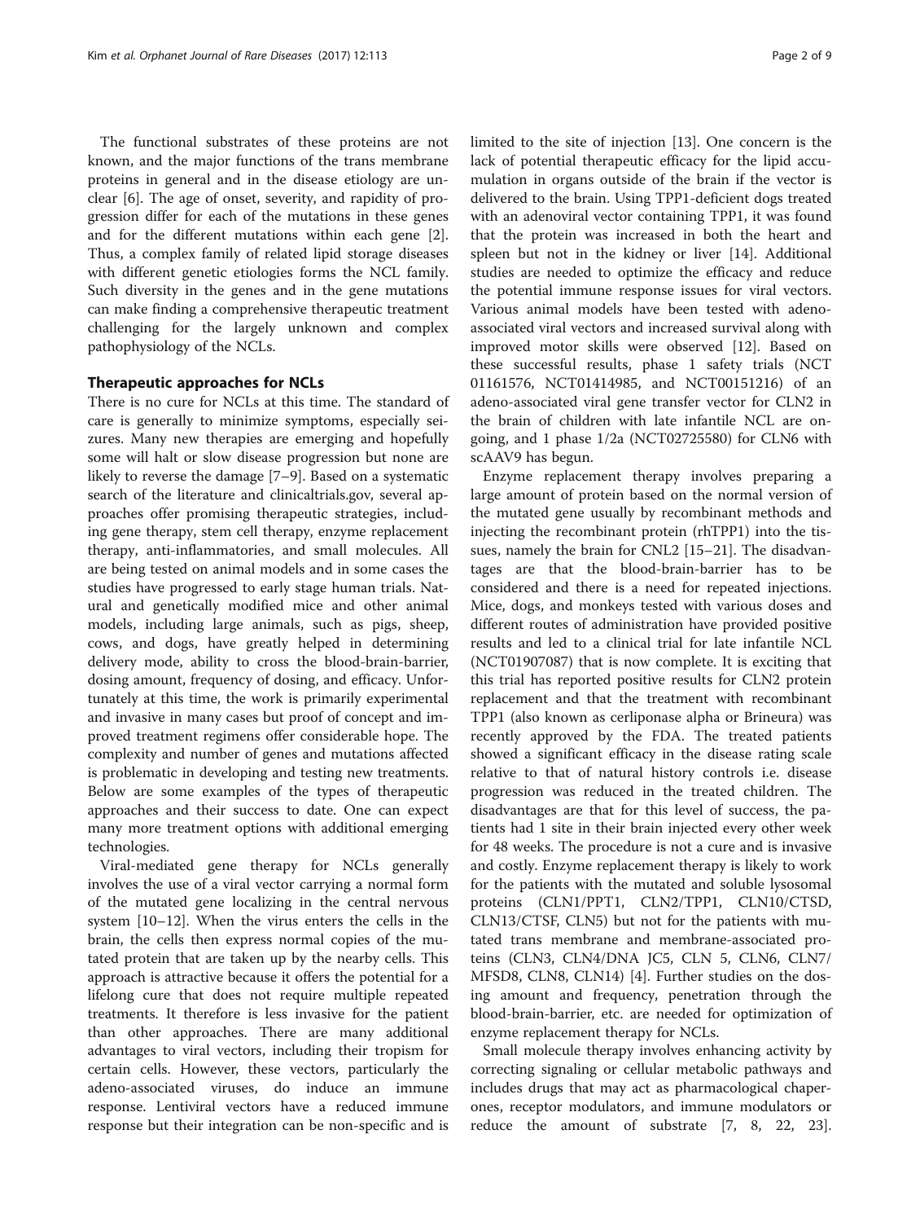The functional substrates of these proteins are not known, and the major functions of the trans membrane proteins in general and in the disease etiology are unclear [6]. The age of onset, severity, and rapidity of progression differ for each of the mutations in these genes and for the different mutations within each gene [2]. Thus, a complex family of related lipid storage diseases with different genetic etiologies forms the NCL family. Such diversity in the genes and in the gene mutations can make finding a comprehensive therapeutic treatment challenging for the largely unknown and complex pathophysiology of the NCLs.

## Therapeutic approaches for NCLs

There is no cure for NCLs at this time. The standard of care is generally to minimize symptoms, especially seizures. Many new therapies are emerging and hopefully some will halt or slow disease progression but none are likely to reverse the damage [7–9]. Based on a systematic search of the literature and clinicaltrials.gov, several approaches offer promising therapeutic strategies, including gene therapy, stem cell therapy, enzyme replacement therapy, anti-inflammatories, and small molecules. All are being tested on animal models and in some cases the studies have progressed to early stage human trials. Natural and genetically modified mice and other animal models, including large animals, such as pigs, sheep, cows, and dogs, have greatly helped in determining delivery mode, ability to cross the blood-brain-barrier, dosing amount, frequency of dosing, and efficacy. Unfortunately at this time, the work is primarily experimental and invasive in many cases but proof of concept and improved treatment regimens offer considerable hope. The complexity and number of genes and mutations affected is problematic in developing and testing new treatments. Below are some examples of the types of therapeutic approaches and their success to date. One can expect many more treatment options with additional emerging technologies.

Viral-mediated gene therapy for NCLs generally involves the use of a viral vector carrying a normal form of the mutated gene localizing in the central nervous system [10–12]. When the virus enters the cells in the brain, the cells then express normal copies of the mutated protein that are taken up by the nearby cells. This approach is attractive because it offers the potential for a lifelong cure that does not require multiple repeated treatments. It therefore is less invasive for the patient than other approaches. There are many additional advantages to viral vectors, including their tropism for certain cells. However, these vectors, particularly the adeno-associated viruses, do induce an immune response. Lentiviral vectors have a reduced immune response but their integration can be non-specific and is limited to the site of injection [13]. One concern is the lack of potential therapeutic efficacy for the lipid accumulation in organs outside of the brain if the vector is delivered to the brain. Using TPP1-deficient dogs treated with an adenoviral vector containing TPP1, it was found that the protein was increased in both the heart and spleen but not in the kidney or liver [14]. Additional studies are needed to optimize the efficacy and reduce the potential immune response issues for viral vectors. Various animal models have been tested with adeno-associated viral vectors and increased survival along with improved motor skills were observed [12]. Based on these successful results, phase 1 safety trials (NCT 01161576, NCT01414985, and NCT00151216) of an adeno-associated viral gene transfer vector for CLN2 in the brain of children with late infantile NCL are ongoing, and 1 phase 1/2a (NCT02725580) for CLN6 with scAAV9 has begun.

Enzyme replacement therapy involves preparing a large amount of protein based on the normal version of the mutated gene usually by recombinant methods and injecting the recombinant protein (rhTPP1) into the tissues, namely the brain for CNL2 [15–21]. The disadvantages are that the blood-brain-barrier has to be considered and there is a need for repeated injections. Mice, dogs, and monkeys tested with various doses and different routes of administration have provided positive results and led to a clinical trial for late infantile NCL (NCT01907087) that is now complete. It is exciting that this trial has reported positive results for CLN2 protein replacement and that the treatment with recombinant TPP1 (also known as cerliponase alpha or Brineura) was recently approved by the FDA. The treated patients showed a significant efficacy in the disease rating scale relative to that of natural history controls i.e. disease progression was reduced in the treated children. The disadvantages are that for this level of success, the patients had 1 site in their brain injected every other week for 48 weeks. The procedure is not a cure and is invasive and costly. Enzyme replacement therapy is likely to work for the patients with the mutated and soluble lysosomal proteins (CLN1/PPT1, CLN2/TPP1, CLN10/CTSD, CLN13/CTSF, CLN5) but not for the patients with mutated trans membrane and membrane-associated proteins (CLN3, CLN4/DNA JC5, CLN 5, CLN6, CLN7/MFSD8, CLN8, CLN14) [4]. Further studies on the dosing amount and frequency, penetration through the blood-brain-barrier, etc. are needed for optimization of enzyme replacement therapy for NCLs.

Small molecule therapy involves enhancing activity by correcting signaling or cellular metabolic pathways and includes drugs that may act as pharmacological chaperones, receptor modulators, and immune modulators or reduce the amount of substrate [7, 8, 22, 23].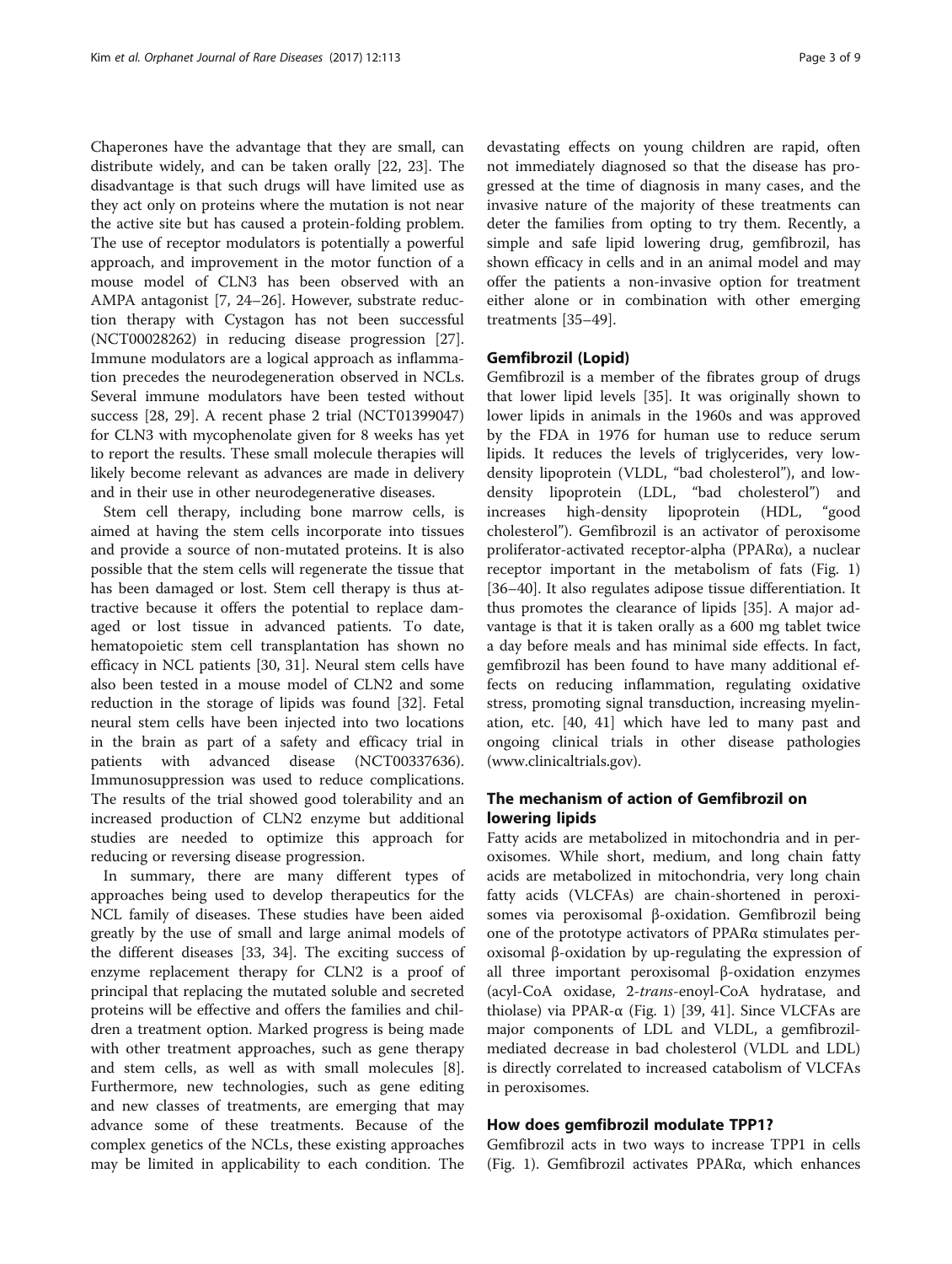Chaperones have the advantage that they are small, can distribute widely, and can be taken orally [22, 23]. The disadvantage is that such drugs will have limited use as they act only on proteins where the mutation is not near the active site but has caused a protein-folding problem. The use of receptor modulators is potentially a powerful approach, and improvement in the motor function of a mouse model of CLN3 has been observed with an AMPA antagonist [7, 24–26]. However, substrate reduction therapy with Cystagon has not been successful (NCT00028262) in reducing disease progression [27]. Immune modulators are a logical approach as inflammation precedes the neurodegeneration observed in NCLs. Several immune modulators have been tested without success [28, 29]. A recent phase 2 trial (NCT01399047) for CLN3 with mycophenolate given for 8 weeks has yet to report the results. These small molecule therapies will likely become relevant as advances are made in delivery and in their use in other neurodegenerative diseases.

Stem cell therapy, including bone marrow cells, is aimed at having the stem cells incorporate into tissues and provide a source of non-mutated proteins. It is also possible that the stem cells will regenerate the tissue that has been damaged or lost. Stem cell therapy is thus attractive because it offers the potential to replace damaged or lost tissue in advanced patients. To date, hematopoietic stem cell transplantation has shown no efficacy in NCL patients [30, 31]. Neural stem cells have also been tested in a mouse model of CLN2 and some reduction in the storage of lipids was found [32]. Fetal neural stem cells have been injected into two locations in the brain as part of a safety and efficacy trial in patients with advanced disease (NCT00337636). Immunosuppression was used to reduce complications. The results of the trial showed good tolerability and an increased production of CLN2 enzyme but additional studies are needed to optimize this approach for reducing or reversing disease progression.

In summary, there are many different types of approaches being used to develop therapeutics for the NCL family of diseases. These studies have been aided greatly by the use of small and large animal models of the different diseases [33, 34]. The exciting success of enzyme replacement therapy for CLN2 is a proof of principal that replacing the mutated soluble and secreted proteins will be effective and offers the families and children a treatment option. Marked progress is being made with other treatment approaches, such as gene therapy and stem cells, as well as with small molecules [8]. Furthermore, new technologies, such as gene editing and new classes of treatments, are emerging that may advance some of these treatments. Because of the complex genetics of the NCLs, these existing approaches may be limited in applicability to each condition. The devastating effects on young children are rapid, often not immediately diagnosed so that the disease has progressed at the time of diagnosis in many cases, and the invasive nature of the majority of these treatments can deter the families from opting to try them. Recently, a simple and safe lipid lowering drug, gemfibrozil, has shown efficacy in cells and in an animal model and may offer the patients a non-invasive option for treatment either alone or in combination with other emerging treatments [35–49].

## Gemfibrozil (Lopid)

Gemfibrozil is a member of the fibrates group of drugs that lower lipid levels [35]. It was originally shown to lower lipids in animals in the 1960s and was approved by the FDA in 1976 for human use to reduce serum lipids. It reduces the levels of triglycerides, very low-density lipoprotein (VLDL, "bad cholesterol"), and low-density lipoprotein (LDL, "bad cholesterol") and increases high-density lipoprotein (HDL, "good cholesterol"). Gemfibrozil is an activator of peroxisome proliferator-activated receptor-alpha (PPARα), a nuclear receptor important in the metabolism of fats (Fig. 1) [36–40]. It also regulates adipose tissue differentiation. It thus promotes the clearance of lipids [35]. A major advantage is that it is taken orally as a 600 mg tablet twice a day before meals and has minimal side effects. In fact, gemfibrozil has been found to have many additional effects on reducing inflammation, regulating oxidative stress, promoting signal transduction, increasing myelination, etc. [40, 41] which have led to many past and ongoing clinical trials in other disease pathologies (www.clinicaltrials.gov).

## The mechanism of action of Gemfibrozil on lowering lipids

Fatty acids are metabolized in mitochondria and in peroxisomes. While short, medium, and long chain fatty acids are metabolized in mitochondria, very long chain fatty acids (VLCFAs) are chain-shortened in peroxisomes via peroxisomal β-oxidation. Gemfibrozil being one of the prototype activators of PPARα stimulates peroxisomal β-oxidation by up-regulating the expression of all three important peroxisomal β-oxidation enzymes (acyl-CoA oxidase, 2-*trans*-enoyl-CoA hydratase, and thiolase) via PPAR-α (Fig. 1) [39, 41]. Since VLCFAs are major components of LDL and VLDL, a gemfibrozil-mediated decrease in bad cholesterol (VLDL and LDL) is directly correlated to increased catabolism of VLCFAs in peroxisomes.

## How does gemfibrozil modulate TPP1?

Gemfibrozil acts in two ways to increase TPP1 in cells (Fig. 1). Gemfibrozil activates PPARα, which enhances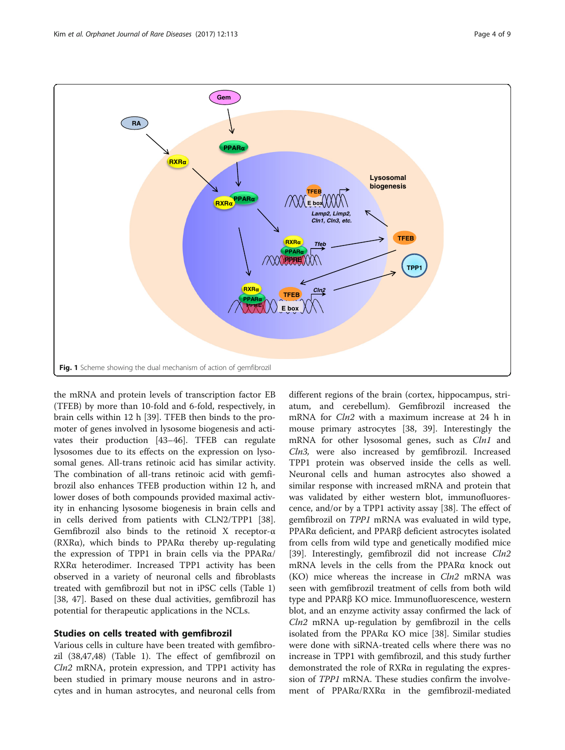Fig. 1 Scheme showing the dual mechanism of action of gemfibrozil

the mRNA and protein levels of transcription factor EB (TFEB) by more than 10-fold and 6-fold, respectively, in brain cells within 12 h [39]. TFEB then binds to the promoter of genes involved in lysosome biogenesis and activates their production [43–46]. TFEB can regulate lysosomes due to its effects on the expression on lysosomal genes. All-trans retinoic acid has similar activity. The combination of all-trans retinoic acid with gemfibrozil also enhances TFEB production within 12 h, and lower doses of both compounds provided maximal activity in enhancing lysosome biogenesis in brain cells and in cells derived from patients with CLN2/TPP1 [38]. Gemfibrozil also binds to the retinoid X receptor-α (RXRα), which binds to PPARα thereby up-regulating the expression of TPP1 in brain cells via the PPARα/RXRα heterodimer. Increased TPP1 activity has been observed in a variety of neuronal cells and fibroblasts treated with gemfibrozil but not in iPSC cells (Table 1) [38, 47]. Based on these dual activities, gemfibrozil has potential for therapeutic applications in the NCLs.

## Studies on cells treated with gemfibrozil

Various cells in culture have been treated with gemfibrozil (38,47,48) (Table 1). The effect of gemfibrozil on *Cln2* mRNA, protein expression, and TPP1 activity has been studied in primary mouse neurons and in astrocytes and in human astrocytes, and neuronal cells from different regions of the brain (cortex, hippocampus, striatum, and cerebellum). Gemfibrozil increased the mRNA for *Cln2* with a maximum increase at 24 h in mouse primary astrocytes [38, 39]. Interestingly the mRNA for other lysosomal genes, such as *Cln1* and *Cln3*, were also increased by gemfibrozil. Increased TPP1 protein was observed inside the cells as well. Neuronal cells and human astrocytes also showed a similar response with increased mRNA and protein that was validated by either western blot, immunofluorescence, and/or by a TPP1 activity assay [38]. The effect of gemfibrozil on *TPP1* mRNA was evaluated in wild type, PPARα deficient, and PPARβ deficient astrocytes isolated from cells from wild type and genetically modified mice [39]. Interestingly, gemfibrozil did not increase *Cln2* mRNA levels in the cells from the PPARα knock out (KO) mice whereas the increase in *Cln2* mRNA was seen with gemfibrozil treatment of cells from both wild type and PPARβ KO mice. Immunofluorescence, western blot, and an enzyme activity assay confirmed the lack of *Cln2* mRNA up-regulation by gemfibrozil in the cells isolated from the PPARα KO mice [38]. Similar studies were done with siRNA-treated cells where there was no increase in TPP1 with gemfibrozil, and this study further demonstrated the role of RXRα in regulating the expression of *TPP1* mRNA. These studies confirm the involvement of PPARα/RXRα in the gemfibrozil-mediated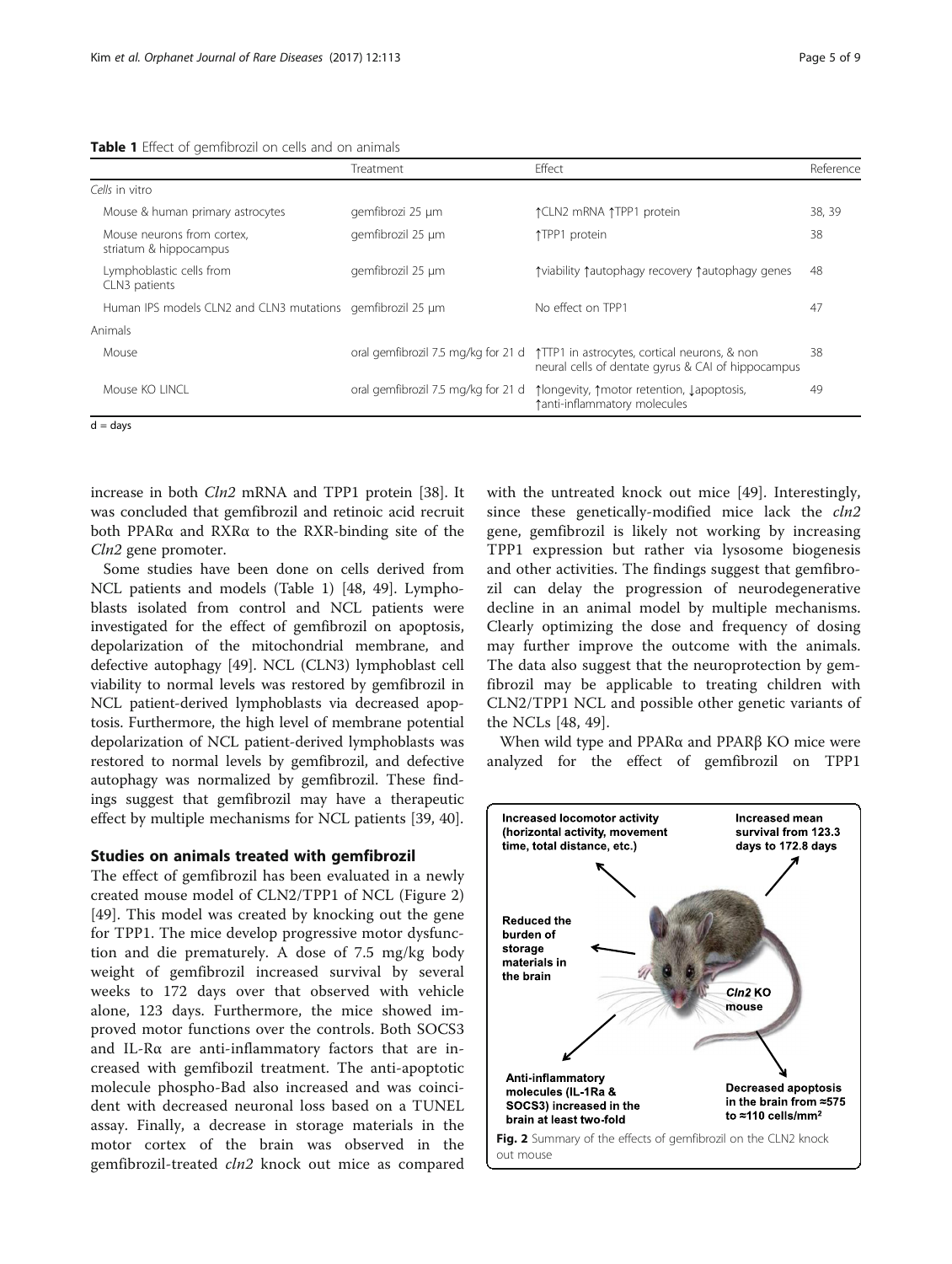**Table 1** Effect of gemfibrozil on cells and on animals

| | Treatment | Effect | Reference |
|---|---|---|---|
| *Cells in vitro* | | | |
| Mouse & human primary astrocytes | gemfibrozi 25 μm | ↑CLN2 mRNA ↑TPP1 protein | 38, 39 |
| Mouse neurons from cortex, striatum & hippocampus | gemfibrozil 25 μm | ↑TPP1 protein | 38 |
| Lymphoblastic cells from CLN3 patients | gemfibrozil 25 μm | ↑viability ↑autophagy recovery ↑autophagy genes | 48 |
| Human IPS models CLN2 and CLN3 mutations | gemfibrozil 25 μm | No effect on TPP1 | 47 |
| Animals | | | |
| Mouse | oral gemfibrozil 7.5 mg/kg for 21 d | ↑TTP1 in astrocytes, cortical neurons, & non neural cells of dentate gyrus & CAI of hippocampus | 38 |
| Mouse KO LINCL | oral gemfibrozil 7.5 mg/kg for 21 d | ↑longevity, ↑motor retention, ↓apoptosis, ↑anti-inflammatory molecules | 49 |

d = days

increase in both *Cln2* mRNA and TPP1 protein [38]. It was concluded that gemfibrozil and retinoic acid recruit both PPARα and RXRα to the RXR-binding site of the *Cln2* gene promoter.

Some studies have been done on cells derived from NCL patients and models (Table 1) [48, 49]. Lymphoblasts isolated from control and NCL patients were investigated for the effect of gemfibrozil on apoptosis, depolarization of the mitochondrial membrane, and defective autophagy [49]. NCL (CLN3) lymphoblast cell viability to normal levels was restored by gemfibrozil in NCL patient-derived lymphoblasts via decreased apoptosis. Furthermore, the high level of membrane potential depolarization of NCL patient-derived lymphoblasts was restored to normal levels by gemfibrozil, and defective autophagy was normalized by gemfibrozil. These findings suggest that gemfibrozil may have a therapeutic effect by multiple mechanisms for NCL patients [39, 40].

## Studies on animals treated with gemfibrozil

The effect of gemfibrozil has been evaluated in a newly created mouse model of CLN2/TPP1 of NCL (Figure 2) [49]. This model was created by knocking out the gene for TPP1. The mice develop progressive motor dysfunction and die prematurely. A dose of 7.5 mg/kg body weight of gemfibrozil increased survival by several weeks to 172 days over that observed with vehicle alone, 123 days. Furthermore, the mice showed improved motor functions over the controls. Both SOCS3 and IL-Rα are anti-inflammatory factors that are increased with gemfibrozil treatment. The anti-apoptotic molecule phospho-Bad also increased and was coincident with decreased neuronal loss based on a TUNEL assay. Finally, a decrease in storage materials in the motor cortex of the brain was observed in the gemfibrozil-treated *cln2* knock out mice as compared with the untreated knock out mice [49]. Interestingly, since these genetically-modified mice lack the *cln2* gene, gemfibrozil is likely not working by increasing TPP1 expression but rather via lysosome biogenesis and other activities. The findings suggest that gemfibrozil can delay the progression of neurodegenerative decline in an animal model by multiple mechanisms. Clearly optimizing the dose and frequency of dosing may further improve the outcome with the animals. The data also suggest that the neuroprotection by gemfibrozil may be applicable to treating children with CLN2/TPP1 NCL and possible other genetic variants of the NCLs [48, 49].

When wild type and PPARα and PPARβ KO mice were analyzed for the effect of gemfibrozil on TPP1

Increased locomotor activity (horizontal activity, movement time, total distance, etc.)

Increased mean survival from 123.3 days to 172.8 days

Reduced the burden of storage materials in the brain

*Cln2* KO mouse

Anti-inflammatory molecules (IL-1Ra & SOCS3) increased in the brain at least two-fold

Decreased apoptosis in the brain from ≈575 to ≈110 cells/mm²

**Fig. 2** Summary of the effects of gemfibrozil on the CLN2 knock out mouse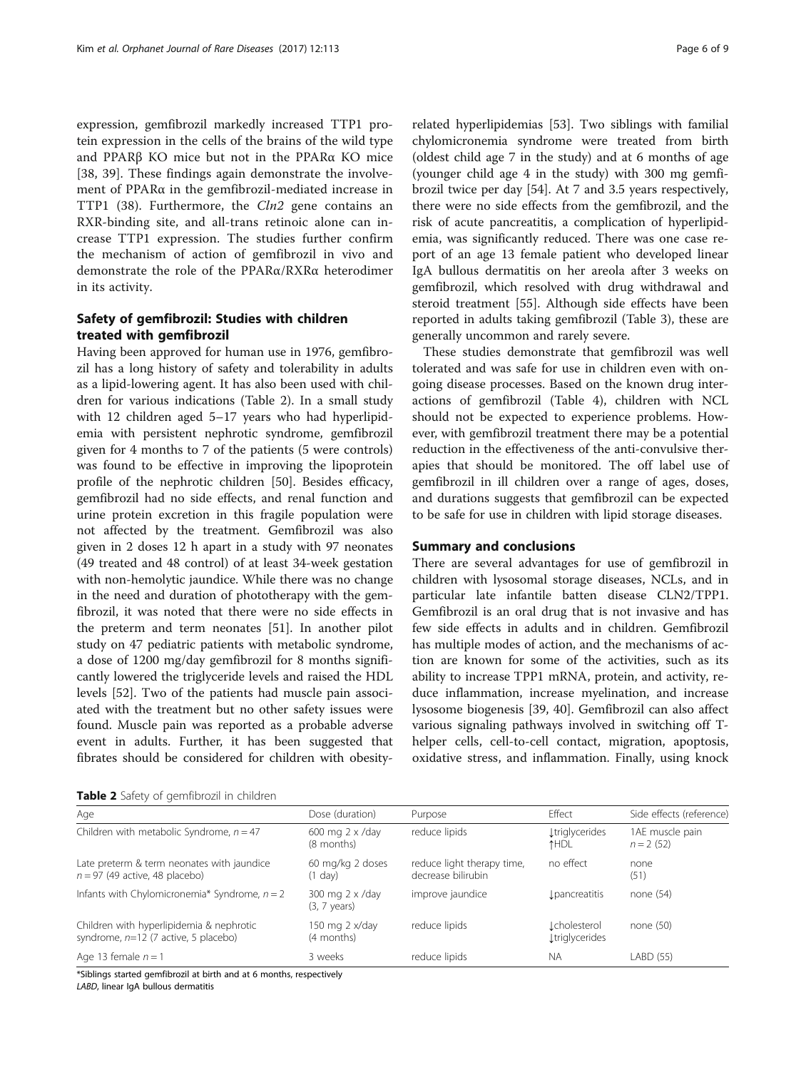expression, gemfibrozil markedly increased TTP1 protein expression in the cells of the brains of the wild type and PPARβ KO mice but not in the PPARα KO mice [38, 39]. These findings again demonstrate the involvement of PPARα in the gemfibrozil-mediated increase in TTP1 (38). Furthermore, the *Cln2* gene contains an RXR-binding site, and all-trans retinoic alone can increase TTP1 expression. The studies further confirm the mechanism of action of gemfibrozil in vivo and demonstrate the role of the PPARα/RXRα heterodimer in its activity.

## Safety of gemfibrozil: Studies with children treated with gemfibrozil

Having been approved for human use in 1976, gemfibrozil has a long history of safety and tolerability in adults as a lipid-lowering agent. It has also been used with children for various indications (Table 2). In a small study with 12 children aged 5–17 years who had hyperlipidemia with persistent nephrotic syndrome, gemfibrozil given for 4 months to 7 of the patients (5 were controls) was found to be effective in improving the lipoprotein profile of the nephrotic children [50]. Besides efficacy, gemfibrozil had no side effects, and renal function and urine protein excretion in this fragile population were not affected by the treatment. Gemfibrozil was also given in 2 doses 12 h apart in a study with 97 neonates (49 treated and 48 control) of at least 34-week gestation with non-hemolytic jaundice. While there was no change in the need and duration of phototherapy with the gemfibrozil, it was noted that there were no side effects in the preterm and term neonates [51]. In another pilot study on 47 pediatric patients with metabolic syndrome, a dose of 1200 mg/day gemfibrozil for 8 months significantly lowered the triglyceride levels and raised the HDL levels [52]. Two of the patients had muscle pain associated with the treatment but no other safety issues were found. Muscle pain was reported as a probable adverse event in adults. Further, it has been suggested that fibrates should be considered for children with obesity-related hyperlipidemias [53]. Two siblings with familial chylomicronemia syndrome were treated from birth (oldest child age 7 in the study) and at 6 months of age (younger child age 4 in the study) with 300 mg gemfibrozil twice per day [54]. At 7 and 3.5 years respectively, there were no side effects from the gemfibrozil, and the risk of acute pancreatitis, a complication of hyperlipidemia, was significantly reduced. There was one case report of an age 13 female patient who developed linear IgA bullous dermatitis on her areola after 3 weeks on gemfibrozil, which resolved with drug withdrawal and steroid treatment [55]. Although side effects have been reported in adults taking gemfibrozil (Table 3), these are generally uncommon and rarely severe.

These studies demonstrate that gemfibrozil was well tolerated and was safe for use in children even with ongoing disease processes. Based on the known drug interactions of gemfibrozil (Table 4), children with NCL should not be expected to experience problems. However, with gemfibrozil treatment there may be a potential reduction in the effectiveness of the anti-convulsive therapies that should be monitored. The off label use of gemfibrozil in ill children over a range of ages, doses, and durations suggests that gemfibrozil can be expected to be safe for use in children with lipid storage diseases.

## Summary and conclusions

There are several advantages for use of gemfibrozil in children with lysosomal storage diseases, NCLs, and in particular late infantile batten disease CLN2/TPP1. Gemfibrozil is an oral drug that is not invasive and has few side effects in adults and in children. Gemfibrozil has multiple modes of action, and the mechanisms of action are known for some of the activities, such as its ability to increase TPP1 mRNA, protein, and activity, reduce inflammation, increase myelination, and increase lysosome biogenesis [39, 40]. Gemfibrozil can also affect various signaling pathways involved in switching off T-helper cells, cell-to-cell contact, migration, apoptosis, oxidative stress, and inflammation. Finally, using knock

**Table 2** Safety of gemfibrozil in children

| Age | Dose (duration) | Purpose | Effect | Side effects (reference) |
|---|---|---|---|---|
| Children with metabolic Syndrome, $n = 47$ | 600 mg 2 x /day (8 months) | reduce lipids | ↓triglycerides ↑HDL | 1AE muscle pain $n = 2$ (52) |
| Late preterm & term neonates with jaundice $n = 97$ (49 active, 48 placebo) | 60 mg/kg 2 doses (1 day) | reduce light therapy time, decrease bilirubin | no effect | none (51) |
| Infants with Chylomicronemia* Syndrome, $n = 2$ | 300 mg 2 x /day (3, 7 years) | improve jaundice | ↓pancreatitis | none (54) |
| Children with hyperlipidemia & nephrotic syndrome, $n$=12 (7 active, 5 placebo) | 150 mg 2 x/day (4 months) | reduce lipids | ↓cholesterol ↓triglycerides | none (50) |
| Age 13 female $n = 1$ | 3 weeks | reduce lipids | NA | LABD (55) |

*Siblings started gemfibrozil at birth and at 6 months, respectively
*LABD*, linear IgA bullous dermatitis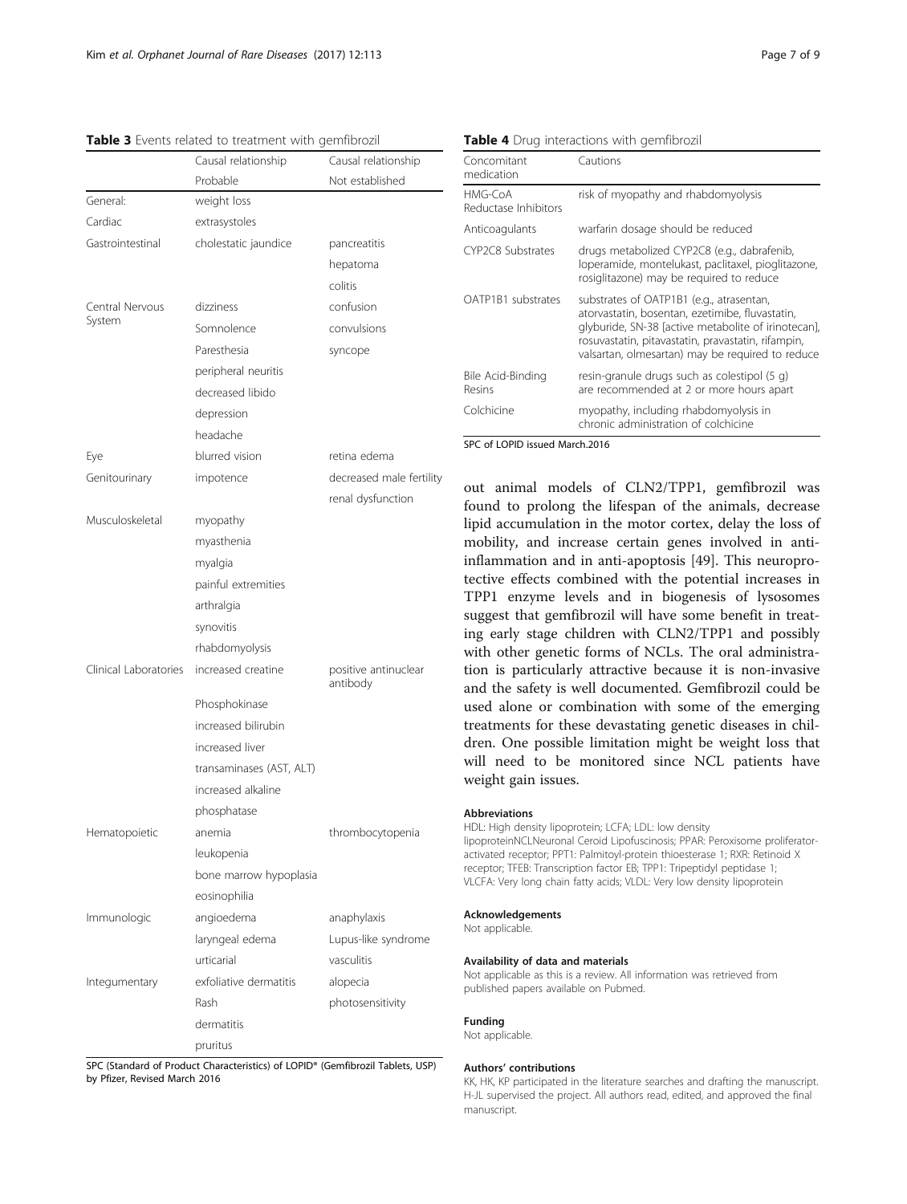**Table 3** Events related to treatment with gemfibrozil

| | Causal relationship Probable | Causal relationship Not established |
|---|---|---|
| General: | weight loss | |
| Cardiac | extrasystoles | |
| Gastrointestinal | cholestatic jaundice | pancreatitis |
| | | hepatoma |
| | | colitis |
| Central Nervous System | dizziness | confusion |
| | Somnolence | convulsions |
| | Paresthesia | syncope |
| | peripheral neuritis | |
| | decreased libido | |
| | depression | |
| | headache | |
| Eye | blurred vision | retina edema |
| Genitourinary | impotence | decreased male fertility |
| | | renal dysfunction |
| Musculoskeletal | myopathy | |
| | myasthenia | |
| | myalgia | |
| | painful extremities | |
| | arthralgia | |
| | synovitis | |
| | rhabdomyolysis | |
| Clinical Laboratories | increased creatine | positive antinuclear antibody |
| | Phosphokinase | |
| | increased bilirubin | |
| | increased liver | |
| | transaminases (AST, ALT) | |
| | increased alkaline | |
| | phosphatase | |
| Hematopoietic | anemia | thrombocytopenia |
| | leukopenia | |
| | bone marrow hypoplasia | |
| | eosinophilia | |
| Immunologic | angioedema | anaphylaxis |
| | laryngeal edema | Lupus-like syndrome |
| | urticarial | vasculitis |
| Integumentary | exfoliative dermatitis | alopecia |
| | Rash | photosensitivity |
| | dermatitis | |
| | pruritus | |

SPC (Standard of Product Characteristics) of LOPID® (Gemfibrozil Tablets, USP) by Pfizer, Revised March 2016

**Table 4** Drug interactions with gemfibrozil

| Concomitant medication | Cautions |
|---|---|
| HMG-CoA Reductase Inhibitors | risk of myopathy and rhabdomyolysis |
| Anticoagulants | warfarin dosage should be reduced |
| CYP2C8 Substrates | drugs metabolized CYP2C8 (e.g., dabrafenib, loperamide, montelukast, paclitaxel, pioglitazone, rosiglitazone) may be required to reduce |
| OATP1B1 substrates | substrates of OATP1B1 (e.g., atrasentan, atorvastatin, bosentan, ezetimibe, fluvastatin, glyburide, SN-38 [active metabolite of irinotecan], rosuvastatin, pitavastatin, pravastatin, rifampin, valsartan, olmesartan) may be required to reduce |
| Bile Acid-Binding Resins | resin-granule drugs such as colestipol (5 g) are recommended at 2 or more hours apart |
| Colchicine | myopathy, including rhabdomyolysis in chronic administration of colchicine |

SPC of LOPID issued March.2016

out animal models of CLN2/TPP1, gemfibrozil was found to prolong the lifespan of the animals, decrease lipid accumulation in the motor cortex, delay the loss of mobility, and increase certain genes involved in anti-inflammation and in anti-apoptosis [49]. This neuroprotective effects combined with the potential increases in TPP1 enzyme levels and in biogenesis of lysosomes suggest that gemfibrozil will have some benefit in treating early stage children with CLN2/TPP1 and possibly with other genetic forms of NCLs. The oral administration is particularly attractive because it is non-invasive and the safety is well documented. Gemfibrozil could be used alone or combination with some of the emerging treatments for these devastating genetic diseases in children. One possible limitation might be weight loss that will need to be monitored since NCL patients have weight gain issues.

#### Abbreviations

HDL: High density lipoprotein; LCFA; LDL: low density lipoproteinNCLNeuronal Ceroid Lipofuscinosis; PPAR: Peroxisome proliferator-activated receptor; PPT1: Palmitoyl-protein thioesterase 1; RXR: Retinoid X receptor; TFEB: Transcription factor EB; TPP1: Tripeptidyl peptidase 1; VLCFA: Very long chain fatty acids; VLDL: Very low density lipoprotein

#### Acknowledgements

Not applicable.

#### Availability of data and materials

Not applicable as this is a review. All information was retrieved from published papers available on Pubmed.

#### Funding

Not applicable.

#### Authors' contributions

KK, HK, KP participated in the literature searches and drafting the manuscript. H-JL supervised the project. All authors read, edited, and approved the final manuscript.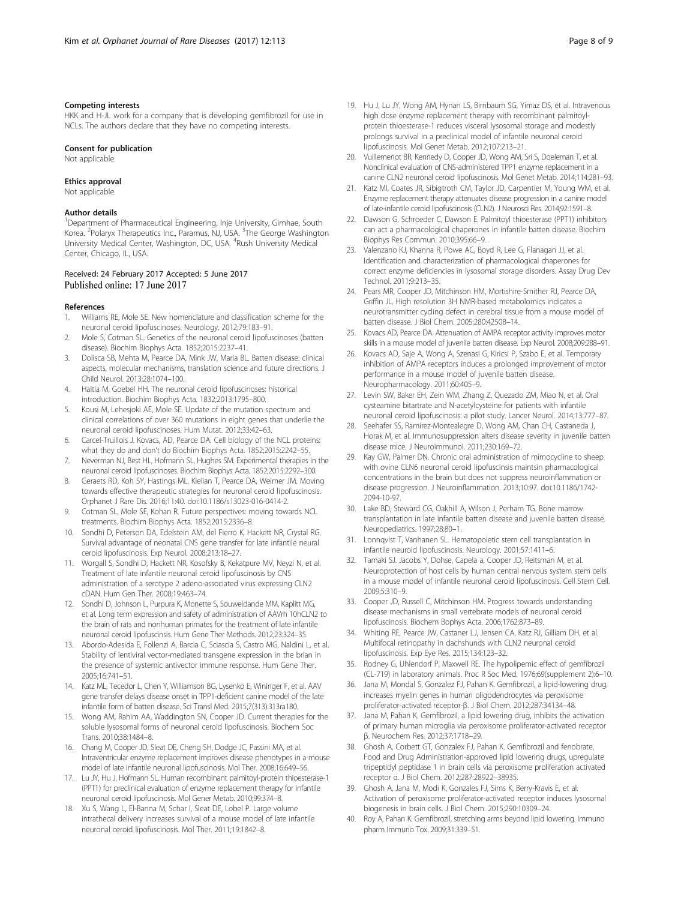#### Competing interests

HKK and H-JL work for a company that is developing gemfibrozil for use in NCLs. The authors declare that they have no competing interests.

#### Consent for publication

Not applicable.

#### Ethics approval

Not applicable.

#### Author details

[1]Department of Pharmaceutical Engineering, Inje University, Gimhae, South Korea. [2]Polaryx Therapeutics Inc., Paramus, NJ, USA. [3]The George Washington University Medical Center, Washington, DC, USA. [4]Rush University Medical Center, Chicago, IL, USA.

Received: 24 February 2017 Accepted: 5 June 2017
Published online: 17 June 2017

#### References

1. Williams RE, Mole SE. New nomenclature and classification scheme for the neuronal ceroid lipofuscinoses. Neurology. 2012;79:183–91.
2. Mole S, Cotman SL. Genetics of the neuronal ceroid lipofuscinoses (batten disease). Biochim Biophys Acta. 1852;2015:2237–41.
3. Dolisca SB, Mehta M, Pearce DA, Mink JW, Maria BL. Batten disease: clinical aspects, molecular mechanisms, translation science and future directions. J Child Neurol. 2013;28:1074–100.
4. Haltia M, Goebel HH. The neuronal ceroid lipofuscinoses: historical introduction. Biochim Biophys Acta. 1832;2013:1795–800.
5. Kousi M, Lehesjoki AE, Mole SE. Update of the mutation spectrum and clinical correlations of over 360 mutations in eight genes that underlie the neuronal ceroid lipofuscinoses. Hum Mutat. 2012;33:42–63.
6. Carcel-Truillois J. Kovacs, AD, Pearce DA. Cell biology of the NCL proteins: what they do and don't do Biochim Biophys Acta. 1852;2015:2242–55.
7. Neverman NJ, Best HL, Hofmann SL, Hughes SM. Experimental therapies in the neuronal ceroid lipofuscinoses. Biochim Biophys Acta. 1852;2015:2292–300.
8. Geraets RD, Koh SY, Hastings ML, Kielian T, Pearce DA, Weimer JM. Moving towards effective therapeutic strategies for neuronal ceroid lipofuscinosis. Orphanet J Rare Dis. 2016;11:40. doi:10.1186/s13023-016-0414-2.
9. Cotman SL, Mole SE, Kohan R. Future perspectives: moving towards NCL treatments. Biochim Biophys Acta. 1852;2015:2336–8.
10. Sondhi D, Peterson DA, Edelstein AM, del Fierro K, Hackett NR, Crystal RG. Survival advantage of neonatal CNS gene transfer for late infantile neural ceroid lipofuscinosis. Exp Neurol. 2008;213:18–27.
11. Worgall S, Sondhi D, Hackett NR, Kosofsky B, Kekatpure MV, Neyzi N, et al. Treatment of late infantile neuronal ceroid lipofuscinosis by CNS administration of a serotype 2 adeno-associated virus expressing CLN2 cDAN. Hum Gen Ther. 2008;19:463–74.
12. Sondhi D, Johnson L, Purpura K, Monette S, Souweidande MM, Kaplitt MG, et al. Long term expression and safety of administration of AAVrh 10hCLN2 to the brain of rats and nonhuman primates for the treatment of late infantile neuronal ceroid lipofuscinsis. Hum Gene Ther Methods. 2012;23:324–35.
13. Abordo-Adesida E, Follenzi A, Barcia C, Sciascia S, Castro MG, Naldini L, et al. Stability of lentiviral vector-mediated transgene expression in the brian in the presence of systemic antivector immune response. Hum Gene Ther. 2005;16:741–51.
14. Katz ML, Tecedor L, Chen Y, Williamson BG, Lysenko E, Wininger F, et al. AAV gene transfer delays disease onset in TPP1-deficient canine model of the late infantile form of batten disease. Sci Transl Med. 2015;7(313):313ra180.
15. Wong AM, Rahim AA, Waddington SN, Cooper JD. Current therapies for the soluble lysosomal forms of neuronal ceroid lipofuscinosis. Biochem Soc Trans. 2010;38:1484–8.
16. Chang M, Cooper JD, Sleat DE, Cheng SH, Dodge JC, Passini MA, et al. Intraventricular enzyme replacement improves disease phenotypes in a mouse model of late infantile neuronal lipofuscinosis. Mol Ther. 2008;16:649–56.
17. Lu JY, Hu J, Hofmann SL. Human recombinant palmitoyl-protein thioesterase-1 (PPT1) for preclinical evaluation of enzyme replacement therapy for infantile neuronal ceroid lipofuscinosis. Mol Gener Metab. 2010;99:374–8.
18. Xu S, Wang L, El-Banna M, Schar I, Sleat DE, Lobel P. Large volume intrathecal delivery increases survival of a mouse model of late infantile neuronal ceroid lipofuscinosis. Mol Ther. 2011;19:1842–8.
19. Hu J, Lu JY, Wong AM, Hynan LS, Birnbaum SG, Yimaz DS, et al. Intravenous high dose enzyme replacement therapy with recombinant palmitoyl-protein thioesterase-1 reduces visceral lysosomal storage and modestly prolongs survival in a preclinical model of infantile neuronal ceroid lipofuscinosis. Mol Genet Metab. 2012;107:213–21.
20. Vuillemenot BR, Kennedy D, Cooper JD, Wong AM, Sri S, Doeleman T, et al. Nonclinical evaluation of CNS-administered TPP1 enzyme replacement in a canine CLN2 neuronal ceroid lipofuscinosis. Mol Genet Metab. 2014;114:281–93.
21. Katz MI, Coates JR, Sibigtroth CM, Taylor JD, Carpentier M, Young WM, et al. Enzyme replacement therapy attenuates disease progression in a canine model of late-infantile ceroid lipofuscinosis (CLN2). J Neurosci Res. 2014;92:1591–8.
22. Dawson G, Schroeder C, Dawson E. Palmitoyl thioesterase (PPT1) inhibitors can act a pharmacological chaperones in infantile batten disease. Biochim Biophys Res Commun. 2010;395:66–9.
23. Valenzano KJ, Khanna R, Powe AC, Boyd R, Lee G, Flanagan JJ, et al. Identification and characterization of pharmacological chaperones for correct enzyme deficiencies in lysosomal storage disorders. Assay Drug Dev Technol. 2011;9:213–35.
24. Pears MR, Cooper JD, Mitchinson HM, Mortishire-Smither RJ, Pearce DA, Griffin JL. High resolution 3H NMR-based metabolomics indicates a neurotransmitter cycling defect in cerebral tissue from a mouse model of batten disease. J Biol Chem. 2005;280:42508–14.
25. Kovacs AD, Pearce DA. Attenuation of AMPA receptor activity improves motor skills in a mouse model of juvenile batten disease. Exp Neurol. 2008;209:288–91.
26. Kovacs AD, Saje A, Wong A, Szenasi G, Kiricsi P, Szabo E, et al. Temporary inhibition of AMPA receptors induces a prolonged improvement of motor performance in a mouse model of juvenile batten disease. Neuropharmacology. 2011;60:405–9.
27. Levin SW, Baker EH, Zein WM, Zhang Z, Quezado ZM, Miao N, et al. Oral cysteamine bitartrate and N-acetylcysteine for patients with infantile neuronal ceroid lipofuscinosis: a pilot study. Lancer Neurol. 2014;13:777–87.
28. Seehafer SS, Ramirez-Montealegre D, Wong AM, Chan CH, Castaneda J, Horak M, et al. Immunosuppression alters disease severity in juvenile batten disease mice. J Neuroimmunol. 2011;230:169–72.
29. Kay GW, Palmer DN. Chronic oral administration of mimocycline to sheep with ovine CLN6 neuronal ceroid lipofuscinsis maintsin pharmacological concentrations in the brain but does not suppress neuroinflammation or disease progression. J Neuroinflammation. 2013;10:97. doi:10.1186/1742-2094-10-97.
30. Lake BD, Steward CG, Oakhill A, Wilson J, Perham TG. Bone marrow transplantation in late infantile batten disease and juvenile batten disease. Neuropediatrics. 1997;28:80–1.
31. Lonnqvist T, Vanhanen SL. Hematopoietic stem cell transplantation in infantile neuroid lipofuscinosis. Neurology. 2001;57:1411–6.
32. Tamaki SJ. Jacobs Y, Dohse, Capela a, Cooper JD, Reitsman M, et al. Neuroprotection of host cells by human central nervous system stem cells in a mouse model of infantile neuronal ceroid lipofuscinosis. Cell Stem Cell. 2009;5:310–9.
33. Cooper JD, Russell C, Mitchinson HM. Progress towards understanding disease mechanisms in small vertebrate models of neuronal ceroid lipofuscinosis. Biochem Bophys Acta. 2006;1762:873–89.
34. Whiting RE, Pearce JW, Castaner LJ, Jensen CA, Katz RJ, Gilliam DH, et al. Multifocal retinopathy in dachshunds with CLN2 neuronal ceroid lipofuscinosis. Exp Eye Res. 2015;134:123–32.
35. Rodney G, Uhlendorf P, Maxwell RE. The hypolipemic effect of gemfibrozil (CL-719) in laboratory animals. Proc R Soc Med. 1976;69(supplement 2):6–10.
36. Jana M, Mondal S, Gonzalez FJ, Pahan K. Gemfibrozil, a lipid-lowering drug, increases myelin genes in human oligodendrocytes via peroxisome proliferator-activated receptor-β. J Biol Chem. 2012;287:34134–48.
37. Jana M, Pahan K. Gemfibrozil, a lipid lowering drug, inhibits the activation of primary human microglia via peroxisome proliferator-activated receptor β. Neurochem Res. 2012;37:1718–29.
38. Ghosh A, Corbett GT, Gonzalex FJ, Pahan K. Gemfibrozil and fenobrate, Food and Drug Administration-approved lipid lowering drugs, upregulate tripeptidyl peptidase 1 in brain cells via peroxisome proliferation activated receptor α. J Biol Chem. 2012;287:28922–38935.
39. Ghosh A, Jana M, Modi K, Gonzales FJ, Sims K, Berry-Kravis E, et al. Activation of peroxisome proliferator-activated receptor induces lysosomal biogenesis in brain cells. J Biol Chem. 2015;290:10309–24.
40. Roy A, Pahan K. Gemfibrozil, stretching arms beyond lipid lowering. Immuno pharm Immuno Tox. 2009;31:339–51.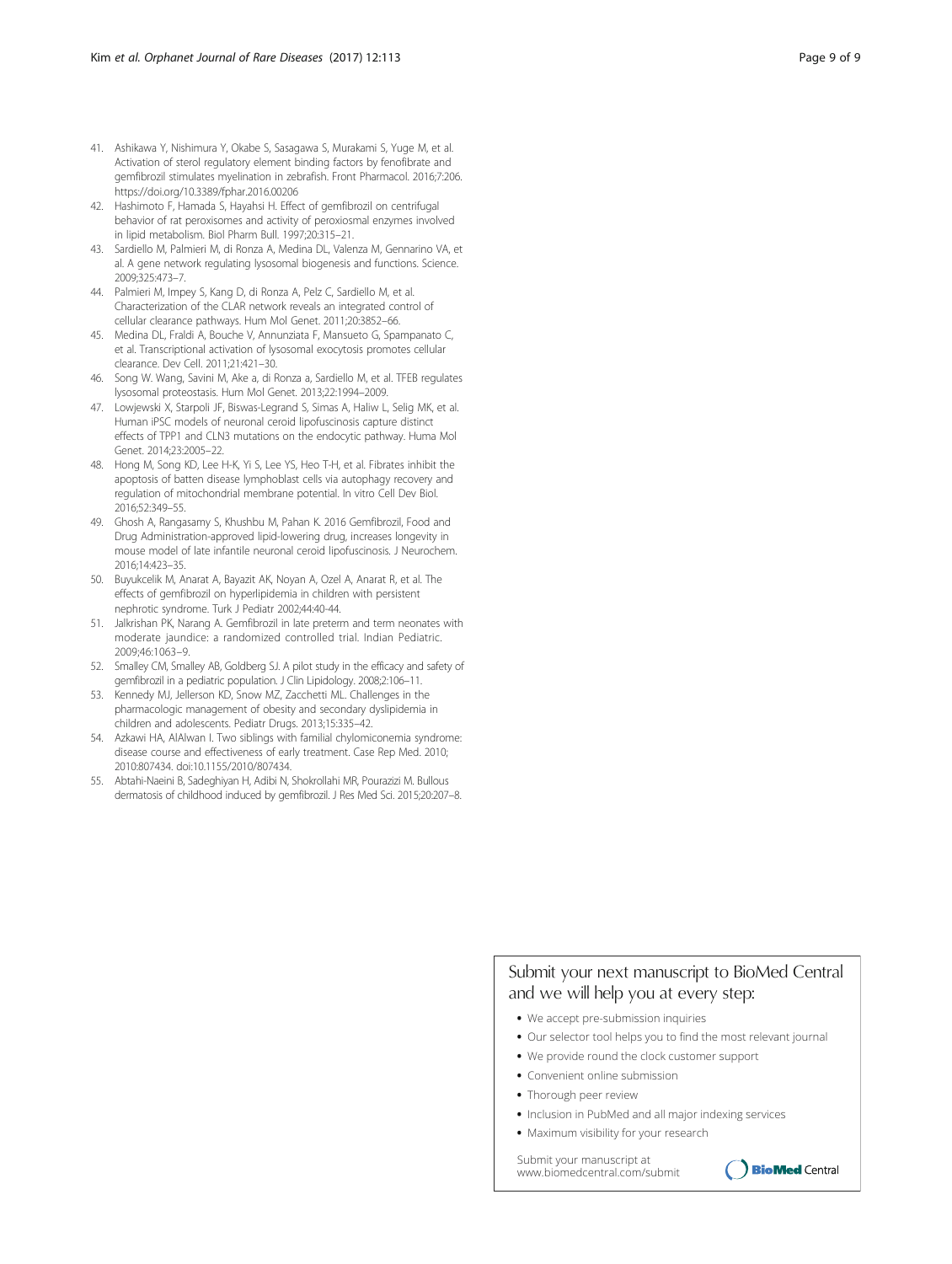41. Ashikawa Y, Nishimura Y, Okabe S, Sasagawa S, Murakami S, Yuge M, et al. Activation of sterol regulatory element binding factors by fenofibrate and gemfibrozil stimulates myelination in zebrafish. Front Pharmacol. 2016;7:206. https://doi.org/10.3389/fphar.2016.00206
42. Hashimoto F, Hamada S, Hayahsi H. Effect of gemfibrozil on centrifugal behavior of rat peroxisomes and activity of peroxiosmal enzymes involved in lipid metabolism. Biol Pharm Bull. 1997;20:315–21.
43. Sardiello M, Palmieri M, di Ronza A, Medina DL, Valenza M, Gennarino VA, et al. A gene network regulating lysosomal biogenesis and functions. Science. 2009;325:473–7.
44. Palmieri M, Impey S, Kang D, di Ronza A, Pelz C, Sardiello M, et al. Characterization of the CLAR network reveals an integrated control of cellular clearance pathways. Hum Mol Genet. 2011;20:3852–66.
45. Medina DL, Fraldi A, Bouche V, Annunziata F, Mansueto G, Spampanato C, et al. Transcriptional activation of lysosomal exocytosis promotes cellular clearance. Dev Cell. 2011;21:421–30.
46. Song W. Wang, Savini M, Ake a, di Ronza a, Sardiello M, et al. TFEB regulates lysosomal proteostasis. Hum Mol Genet. 2013;22:1994–2009.
47. Lowjewski X, Starpoli JF, Biswas-Legrand S, Simas A, Haliw L, Selig MK, et al. Human iPSC models of neuronal ceroid lipofuscinosis capture distinct effects of TPP1 and CLN3 mutations on the endocytic pathway. Huma Mol Genet. 2014;23:2005–22.
48. Hong M, Song KD, Lee H-K, Yi S, Lee YS, Heo T-H, et al. Fibrates inhibit the apoptosis of batten disease lymphoblast cells via autophagy recovery and regulation of mitochondrial membrane potential. In vitro Cell Dev Biol. 2016;52:349–55.
49. Ghosh A, Rangasamy S, Khushbu M, Pahan K. 2016 Gemfibrozil, Food and Drug Administration-approved lipid-lowering drug, increases longevity in mouse model of late infantile neuronal ceroid lipofuscinosis. J Neurochem. 2016;14:423–35.
50. Buyukcelik M, Anarat A, Bayazit AK, Noyan A, Ozel A, Anarat R, et al. The effects of gemfibrozil on hyperlipidemia in children with persistent nephrotic syndrome. Turk J Pediatr 2002;44:40-44.
51. Jalkrishan PK, Narang A. Gemfibrozil in late preterm and term neonates with moderate jaundice: a randomized controlled trial. Indian Pediatric. 2009;46:1063–9.
52. Smalley CM, Smalley AB, Goldberg SJ. A pilot study in the efficacy and safety of gemfibrozil in a pediatric population. J Clin Lipidology. 2008;2:106–11.
53. Kennedy MJ, Jellerson KD, Snow MZ, Zacchetti ML. Challenges in the pharmacologic management of obesity and secondary dyslipidemia in children and adolescents. Pediatr Drugs. 2013;15:335–42.
54. Azkawi HA, AlAlwan I. Two siblings with familial chylomiconemia syndrome: disease course and effectiveness of early treatment. Case Rep Med. 2010; 2010:807434. doi:10.1155/2010/807434.
55. Abtahi-Naeini B, Sadeghiyan H, Adibi N, Shokrollahi MR, Pourazizi M. Bullous dermatosis of childhood induced by gemfibrozil. J Res Med Sci. 2015;20:207–8.

Submit your next manuscript to BioMed Central and we will help you at every step:

- We accept pre-submission inquiries
- Our selector tool helps you to find the most relevant journal
- We provide round the clock customer support
- Convenient online submission
- Thorough peer review
- Inclusion in PubMed and all major indexing services
- Maximum visibility for your research

Submit your manuscript at
www.biomedcentral.com/submit

BioMed Central